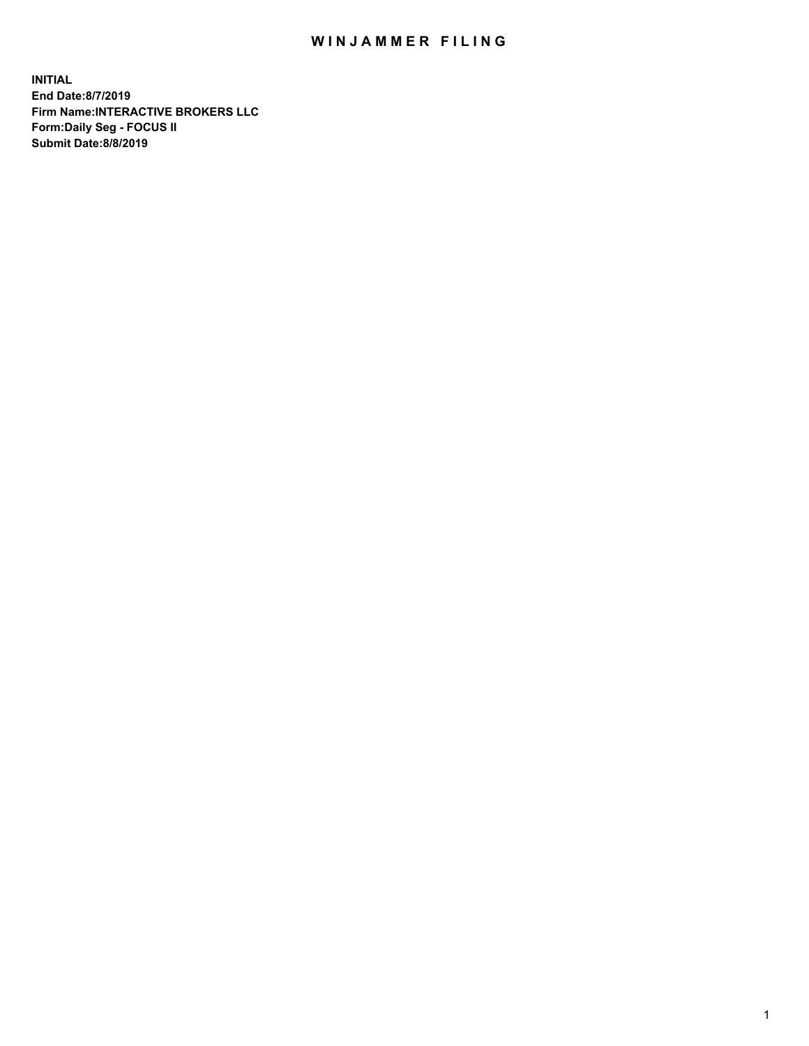# WINJAMMER FILING

**INITIAL**
**End Date:8/7/2019**
**Firm Name:INTERACTIVE BROKERS LLC**
**Form:Daily Seg - FOCUS II**
**Submit Date:8/8/2019**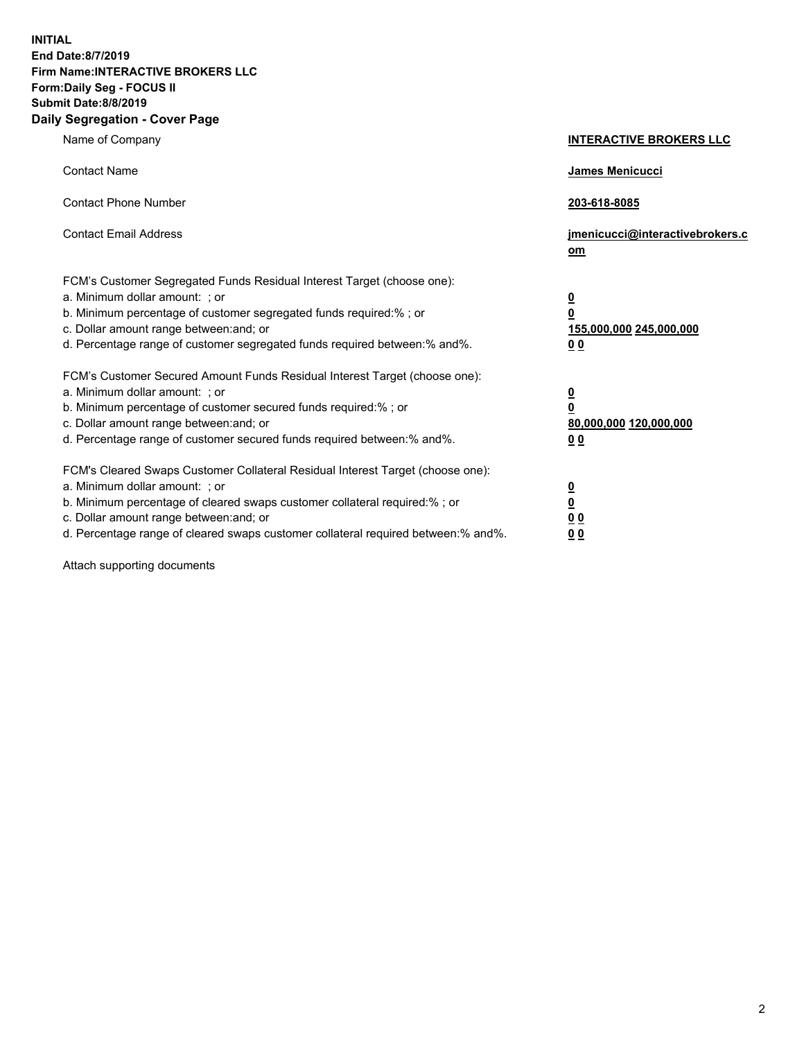**INITIAL**
**End Date:8/7/2019**
**Firm Name:INTERACTIVE BROKERS LLC**
**Form:Daily Seg - FOCUS II**
**Submit Date:8/8/2019**

## Daily Segregation - Cover Page

| | |
|---|---|
| Name of Company | **INTERACTIVE BROKERS LLC** |
| Contact Name | **James Menicucci** |
| Contact Phone Number | **203-618-8085** |
| Contact Email Address | **jmenicucci@interactivebrokers.com** |
| FCM's Customer Segregated Funds Residual Interest Target (choose one): | |
| a. Minimum dollar amount: ; or | **0** |
| b. Minimum percentage of customer segregated funds required:% ; or | **0** |
| c. Dollar amount range between:and; or | **155,000,000 245,000,000** |
| d. Percentage range of customer segregated funds required between:% and%. | **0 0** |
| FCM's Customer Secured Amount Funds Residual Interest Target (choose one): | |
| a. Minimum dollar amount: ; or | **0** |
| b. Minimum percentage of customer secured funds required:% ; or | **0** |
| c. Dollar amount range between:and; or | **80,000,000 120,000,000** |
| d. Percentage range of customer secured funds required between:% and%. | **0 0** |
| FCM's Cleared Swaps Customer Collateral Residual Interest Target (choose one): | |
| a. Minimum dollar amount: ; or | **0** |
| b. Minimum percentage of cleared swaps customer collateral required:% ; or | **0** |
| c. Dollar amount range between:and; or | **0 0** |
| d. Percentage range of cleared swaps customer collateral required between:% and%. | **0 0** |

Attach supporting documents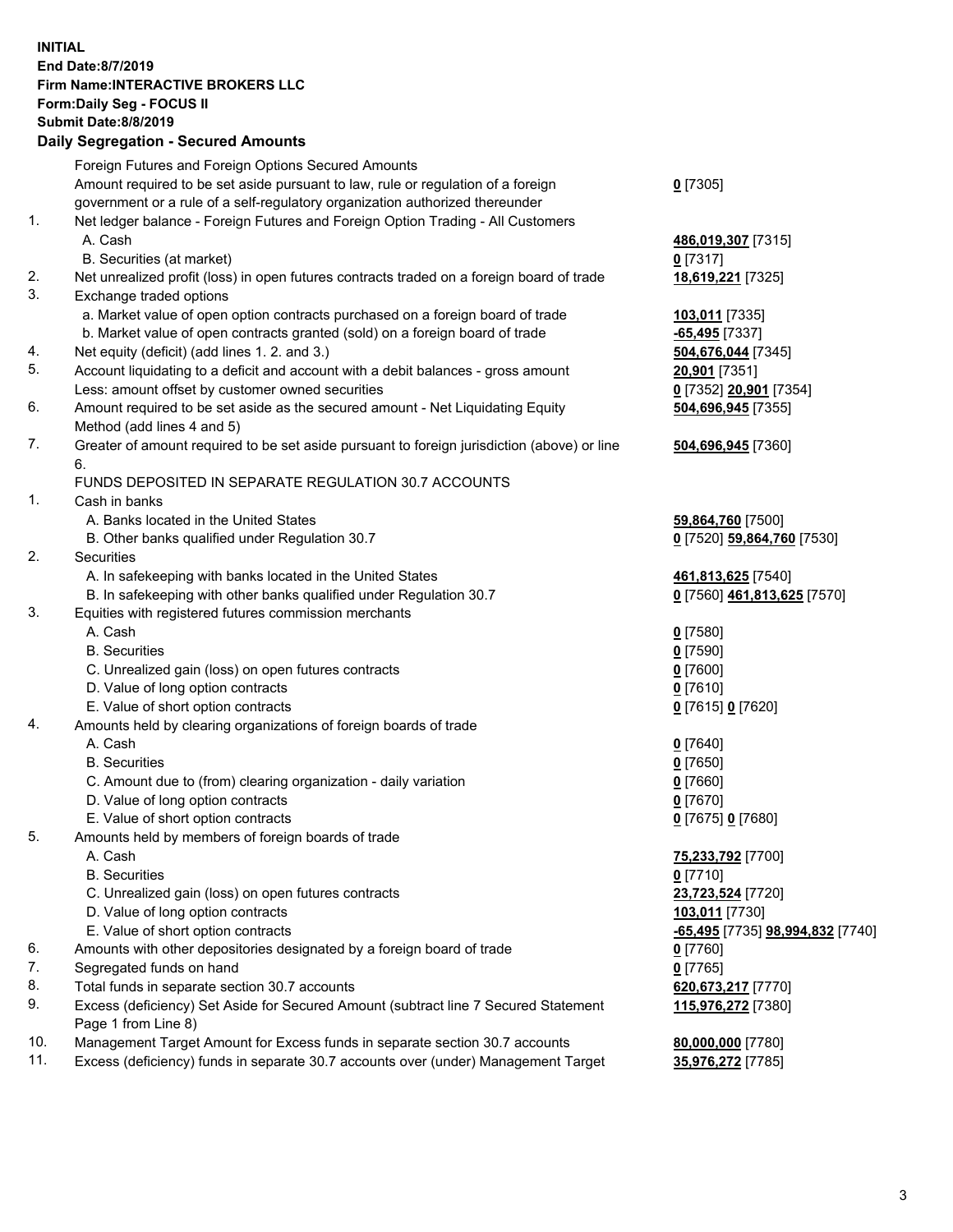**INITIAL**
**End Date:8/7/2019**
**Firm Name:INTERACTIVE BROKERS LLC**
**Form:Daily Seg - FOCUS II**
**Submit Date:8/8/2019**

## Daily Segregation - Secured Amounts

| | | |
|---|---|---|
| | Foreign Futures and Foreign Options Secured Amounts | |
| | Amount required to be set aside pursuant to law, rule or regulation of a foreign government or a rule of a self-regulatory organization authorized thereunder | **0** [7305] |
| 1. | Net ledger balance - Foreign Futures and Foreign Option Trading - All Customers | |
| | A. Cash | **486,019,307** [7315] |
| | B. Securities (at market) | **0** [7317] |
| 2. | Net unrealized profit (loss) in open futures contracts traded on a foreign board of trade | **18,619,221** [7325] |
| 3. | Exchange traded options | |
| | a. Market value of open option contracts purchased on a foreign board of trade | **103,011** [7335] |
| | b. Market value of open contracts granted (sold) on a foreign board of trade | **-65,495** [7337] |
| 4. | Net equity (deficit) (add lines 1. 2. and 3.) | **504,676,044** [7345] |
| 5. | Account liquidating to a deficit and account with a debit balances - gross amount | **20,901** [7351] |
| | Less: amount offset by customer owned securities | **0** [7352] **20,901** [7354] |
| 6. | Amount required to be set aside as the secured amount - Net Liquidating Equity Method (add lines 4 and 5) | **504,696,945** [7355] |
| 7. | Greater of amount required to be set aside pursuant to foreign jurisdiction (above) or line 6. | **504,696,945** [7360] |
| | FUNDS DEPOSITED IN SEPARATE REGULATION 30.7 ACCOUNTS | |
| 1. | Cash in banks | |
| | A. Banks located in the United States | **59,864,760** [7500] |
| | B. Other banks qualified under Regulation 30.7 | **0** [7520] **59,864,760** [7530] |
| 2. | Securities | |
| | A. In safekeeping with banks located in the United States | **461,813,625** [7540] |
| | B. In safekeeping with other banks qualified under Regulation 30.7 | **0** [7560] **461,813,625** [7570] |
| 3. | Equities with registered futures commission merchants | |
| | A. Cash | **0** [7580] |
| | B. Securities | **0** [7590] |
| | C. Unrealized gain (loss) on open futures contracts | **0** [7600] |
| | D. Value of long option contracts | **0** [7610] |
| | E. Value of short option contracts | **0** [7615] **0** [7620] |
| 4. | Amounts held by clearing organizations of foreign boards of trade | |
| | A. Cash | **0** [7640] |
| | B. Securities | **0** [7650] |
| | C. Amount due to (from) clearing organization - daily variation | **0** [7660] |
| | D. Value of long option contracts | **0** [7670] |
| | E. Value of short option contracts | **0** [7675] **0** [7680] |
| 5. | Amounts held by members of foreign boards of trade | |
| | A. Cash | **75,233,792** [7700] |
| | B. Securities | **0** [7710] |
| | C. Unrealized gain (loss) on open futures contracts | **23,723,524** [7720] |
| | D. Value of long option contracts | **103,011** [7730] |
| | E. Value of short option contracts | **-65,495** [7735] **98,994,832** [7740] |
| 6. | Amounts with other depositories designated by a foreign board of trade | **0** [7760] |
| 7. | Segregated funds on hand | **0** [7765] |
| 8. | Total funds in separate section 30.7 accounts | **620,673,217** [7770] |
| 9. | Excess (deficiency) Set Aside for Secured Amount (subtract line 7 Secured Statement Page 1 from Line 8) | **115,976,272** [7380] |
| 10. | Management Target Amount for Excess funds in separate section 30.7 accounts | **80,000,000** [7780] |
| 11. | Excess (deficiency) funds in separate 30.7 accounts over (under) Management Target | **35,976,272** [7785] |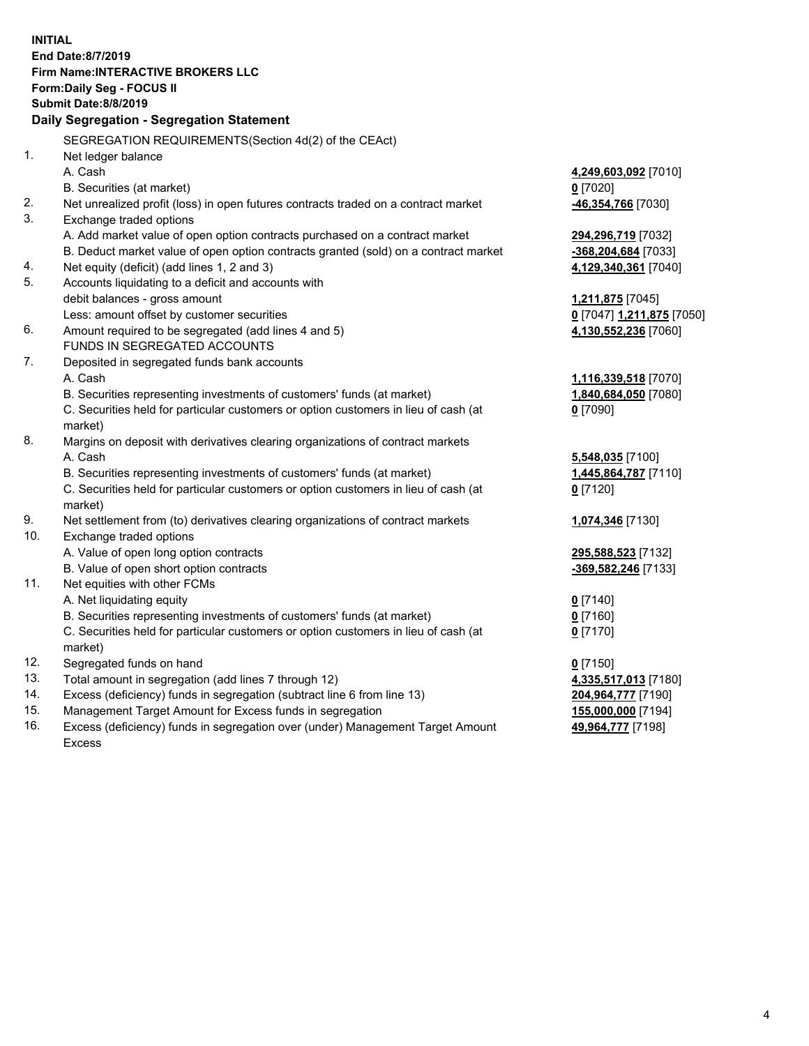**INITIAL**
**End Date:8/7/2019**
**Firm Name:INTERACTIVE BROKERS LLC**
**Form:Daily Seg - FOCUS II**
**Submit Date:8/8/2019**

## Daily Segregation - Segregation Statement

| | | |
|---|---|---|
| | SEGREGATION REQUIREMENTS(Section 4d(2) of the CEAct) | |
| 1. | Net ledger balance | |
| | A. Cash | **4,249,603,092** [7010] |
| | B. Securities (at market) | **0** [7020] |
| 2. | Net unrealized profit (loss) in open futures contracts traded on a contract market | **-46,354,766** [7030] |
| 3. | Exchange traded options | |
| | A. Add market value of open option contracts purchased on a contract market | **294,296,719** [7032] |
| | B. Deduct market value of open option contracts granted (sold) on a contract market | **-368,204,684** [7033] |
| 4. | Net equity (deficit) (add lines 1, 2 and 3) | **4,129,340,361** [7040] |
| 5. | Accounts liquidating to a deficit and accounts with debit balances - gross amount | **1,211,875** [7045] |
| | Less: amount offset by customer securities | **0** [7047] **1,211,875** [7050] |
| 6. | Amount required to be segregated (add lines 4 and 5) | **4,130,552,236** [7060] |
| | FUNDS IN SEGREGATED ACCOUNTS | |
| 7. | Deposited in segregated funds bank accounts | |
| | A. Cash | **1,116,339,518** [7070] |
| | B. Securities representing investments of customers' funds (at market) | **1,840,684,050** [7080] |
| | C. Securities held for particular customers or option customers in lieu of cash (at market) | **0** [7090] |
| 8. | Margins on deposit with derivatives clearing organizations of contract markets | |
| | A. Cash | **5,548,035** [7100] |
| | B. Securities representing investments of customers' funds (at market) | **1,445,864,787** [7110] |
| | C. Securities held for particular customers or option customers in lieu of cash (at market) | **0** [7120] |
| 9. | Net settlement from (to) derivatives clearing organizations of contract markets | **1,074,346** [7130] |
| 10. | Exchange traded options | |
| | A. Value of open long option contracts | **295,588,523** [7132] |
| | B. Value of open short option contracts | **-369,582,246** [7133] |
| 11. | Net equities with other FCMs | |
| | A. Net liquidating equity | **0** [7140] |
| | B. Securities representing investments of customers' funds (at market) | **0** [7160] |
| | C. Securities held for particular customers or option customers in lieu of cash (at market) | **0** [7170] |
| 12. | Segregated funds on hand | **0** [7150] |
| 13. | Total amount in segregation (add lines 7 through 12) | **4,335,517,013** [7180] |
| 14. | Excess (deficiency) funds in segregation (subtract line 6 from line 13) | **204,964,777** [7190] |
| 15. | Management Target Amount for Excess funds in segregation | **155,000,000** [7194] |
| 16. | Excess (deficiency) funds in segregation over (under) Management Target Amount Excess | **49,964,777** [7198] |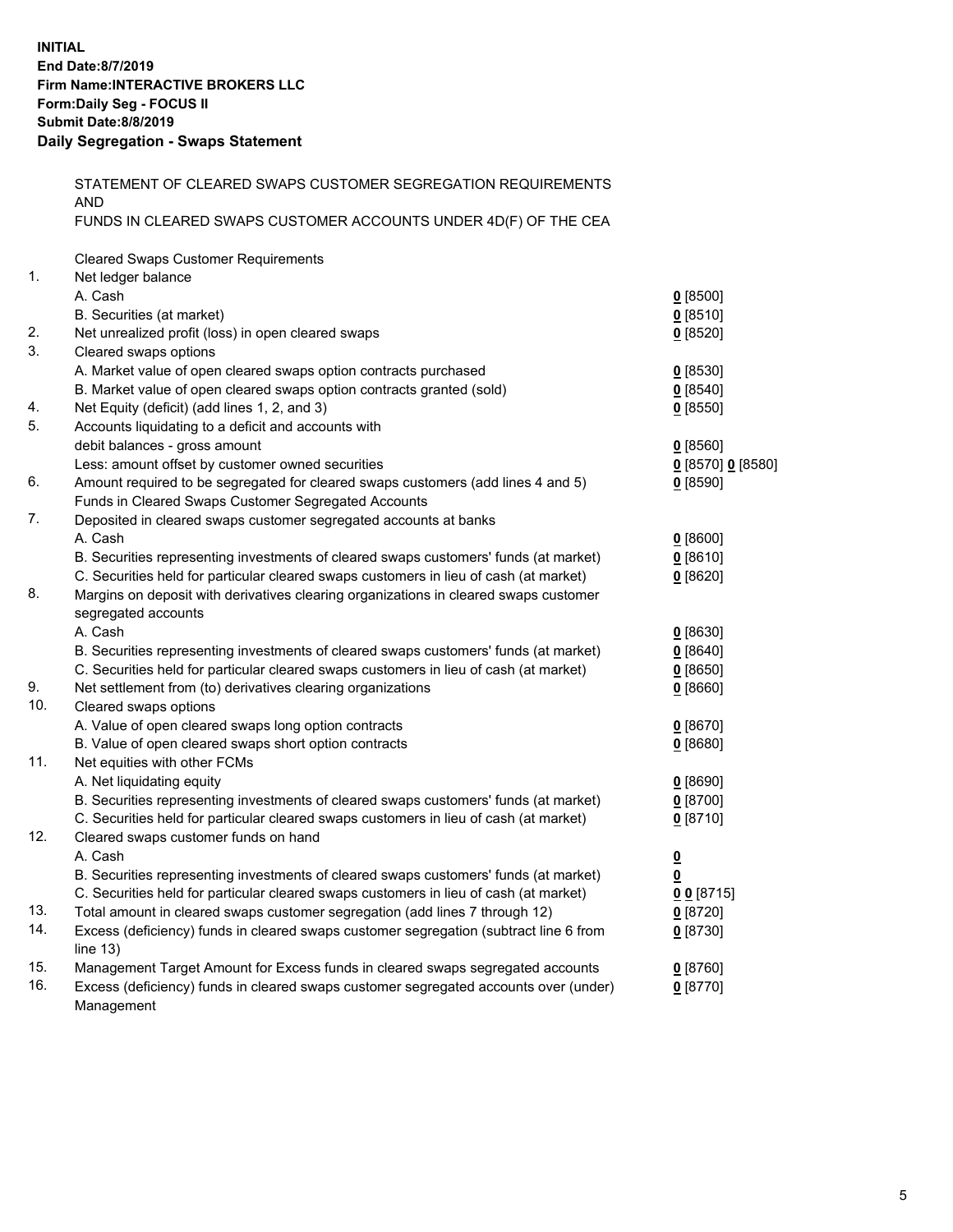**INITIAL**
**End Date:8/7/2019**
**Firm Name:INTERACTIVE BROKERS LLC**
**Form:Daily Seg - FOCUS II**
**Submit Date:8/8/2019**
**Daily Segregation - Swaps Statement**

STATEMENT OF CLEARED SWAPS CUSTOMER SEGREGATION REQUIREMENTS AND FUNDS IN CLEARED SWAPS CUSTOMER ACCOUNTS UNDER 4D(F) OF THE CEA

| | | |
|---|---|---|
| | Cleared Swaps Customer Requirements | |
| 1. | Net ledger balance | |
| | A. Cash | 0 [8500] |
| | B. Securities (at market) | 0 [8510] |
| 2. | Net unrealized profit (loss) in open cleared swaps | 0 [8520] |
| 3. | Cleared swaps options | |
| | A. Market value of open cleared swaps option contracts purchased | 0 [8530] |
| | B. Market value of open cleared swaps option contracts granted (sold) | 0 [8540] |
| 4. | Net Equity (deficit) (add lines 1, 2, and 3) | 0 [8550] |
| 5. | Accounts liquidating to a deficit and accounts with | |
| | debit balances - gross amount | 0 [8560] |
| | Less: amount offset by customer owned securities | 0 [8570] 0 [8580] |
| 6. | Amount required to be segregated for cleared swaps customers (add lines 4 and 5) | 0 [8590] |
| | Funds in Cleared Swaps Customer Segregated Accounts | |
| 7. | Deposited in cleared swaps customer segregated accounts at banks | |
| | A. Cash | 0 [8600] |
| | B. Securities representing investments of cleared swaps customers' funds (at market) | 0 [8610] |
| | C. Securities held for particular cleared swaps customers in lieu of cash (at market) | 0 [8620] |
| 8. | Margins on deposit with derivatives clearing organizations in cleared swaps customer segregated accounts | |
| | A. Cash | 0 [8630] |
| | B. Securities representing investments of cleared swaps customers' funds (at market) | 0 [8640] |
| | C. Securities held for particular cleared swaps customers in lieu of cash (at market) | 0 [8650] |
| 9. | Net settlement from (to) derivatives clearing organizations | 0 [8660] |
| 10. | Cleared swaps options | |
| | A. Value of open cleared swaps long option contracts | 0 [8670] |
| | B. Value of open cleared swaps short option contracts | 0 [8680] |
| 11. | Net equities with other FCMs | |
| | A. Net liquidating equity | 0 [8690] |
| | B. Securities representing investments of cleared swaps customers' funds (at market) | 0 [8700] |
| | C. Securities held for particular cleared swaps customers in lieu of cash (at market) | 0 [8710] |
| 12. | Cleared swaps customer funds on hand | |
| | A. Cash | 0 |
| | B. Securities representing investments of cleared swaps customers' funds (at market) | 0 |
| | C. Securities held for particular cleared swaps customers in lieu of cash (at market) | 0 0 [8715] |
| 13. | Total amount in cleared swaps customer segregation (add lines 7 through 12) | 0 [8720] |
| 14. | Excess (deficiency) funds in cleared swaps customer segregation (subtract line 6 from line 13) | 0 [8730] |
| 15. | Management Target Amount for Excess funds in cleared swaps segregated accounts | 0 [8760] |
| 16. | Excess (deficiency) funds in cleared swaps customer segregated accounts over (under) Management | 0 [8770] |